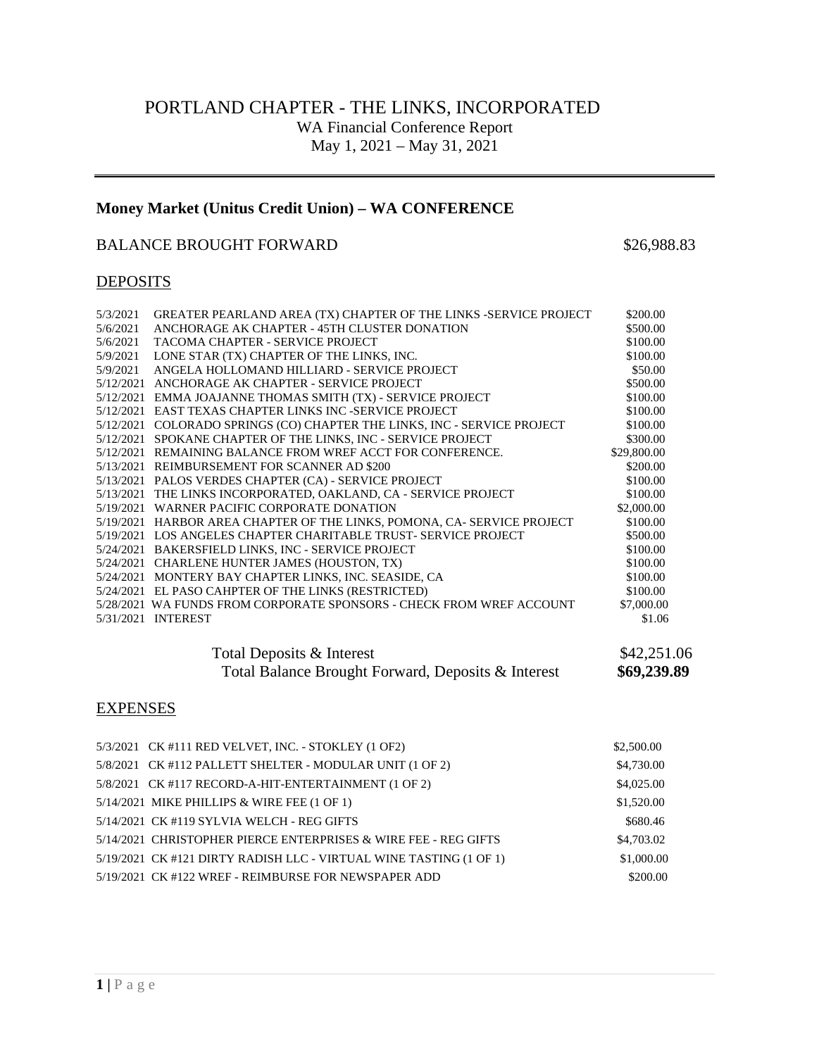# PORTLAND CHAPTER - THE LINKS, INCORPORATED

WA Financial Conference Report

May 1, 2021 – May 31, 2021

---

## Money Market (Unitus Credit Union) – WA CONFERENCE

BALANCE BROUGHT FORWARD $26,988.83

### DEPOSITS

| Date | Description | Amount |
|---|---|---|
| 5/3/2021 | GREATER PEARLAND AREA (TX) CHAPTER OF THE LINKS -SERVICE PROJECT | $200.00 |
| 5/6/2021 | ANCHORAGE AK CHAPTER - 45TH CLUSTER DONATION | $500.00 |
| 5/6/2021 | TACOMA CHAPTER - SERVICE PROJECT | $100.00 |
| 5/9/2021 | LONE STAR (TX) CHAPTER OF THE LINKS, INC. | $100.00 |
| 5/9/2021 | ANGELA HOLLOMAND HILLIARD - SERVICE PROJECT | $50.00 |
| 5/12/2021 | ANCHORAGE AK CHAPTER - SERVICE PROJECT | $500.00 |
| 5/12/2021 | EMMA JOAJANNE THOMAS SMITH (TX) - SERVICE PROJECT | $100.00 |
| 5/12/2021 | EAST TEXAS CHAPTER LINKS INC -SERVICE PROJECT | $100.00 |
| 5/12/2021 | COLORADO SPRINGS (CO) CHAPTER THE LINKS, INC - SERVICE PROJECT | $100.00 |
| 5/12/2021 | SPOKANE CHAPTER OF THE LINKS, INC - SERVICE PROJECT | $300.00 |
| 5/12/2021 | REMAINING BALANCE FROM WREF ACCT FOR CONFERENCE. | $29,800.00 |
| 5/13/2021 | REIMBURSEMENT FOR SCANNER AD $200 | $200.00 |
| 5/13/2021 | PALOS VERDES CHAPTER (CA) - SERVICE PROJECT | $100.00 |
| 5/13/2021 | THE LINKS INCORPORATED, OAKLAND, CA - SERVICE PROJECT | $100.00 |
| 5/19/2021 | WARNER PACIFIC CORPORATE DONATION | $2,000.00 |
| 5/19/2021 | HARBOR AREA CHAPTER OF THE LINKS, POMONA, CA- SERVICE PROJECT | $100.00 |
| 5/19/2021 | LOS ANGELES CHAPTER CHARITABLE TRUST- SERVICE PROJECT | $500.00 |
| 5/24/2021 | BAKERSFIELD LINKS, INC - SERVICE PROJECT | $100.00 |
| 5/24/2021 | CHARLENE HUNTER JAMES (HOUSTON, TX) | $100.00 |
| 5/24/2021 | MONTERY BAY CHAPTER LINKS, INC. SEASIDE, CA | $100.00 |
| 5/24/2021 | EL PASO CAHPTER OF THE LINKS (RESTRICTED) | $100.00 |
| 5/28/2021 | WA FUNDS FROM CORPORATE SPONSORS - CHECK FROM WREF ACCOUNT | $7,000.00 |
| 5/31/2021 | INTEREST | $1.06 |

Total Deposits & Interest $42,251.06

Total Balance Brought Forward, Deposits & Interest **$69,239.89**

### EXPENSES

| Date | Description | Amount |
|---|---|---|
| 5/3/2021 | CK #111 RED VELVET, INC. - STOKLEY (1 OF2) | $2,500.00 |
| 5/8/2021 | CK #112 PALLETT SHELTER - MODULAR UNIT (1 OF 2) | $4,730.00 |
| 5/8/2021 | CK #117 RECORD-A-HIT-ENTERTAINMENT (1 OF 2) | $4,025.00 |
| 5/14/2021 | MIKE PHILLIPS & WIRE FEE (1 OF 1) | $1,520.00 |
| 5/14/2021 | CK #119 SYLVIA WELCH - REG GIFTS | $680.46 |
| 5/14/2021 | CHRISTOPHER PIERCE ENTERPRISES & WIRE FEE - REG GIFTS | $4,703.02 |
| 5/19/2021 | CK #121 DIRTY RADISH LLC - VIRTUAL WINE TASTING (1 OF 1) | $1,000.00 |
| 5/19/2021 | CK #122 WREF - REIMBURSE FOR NEWSPAPER ADD | $200.00 |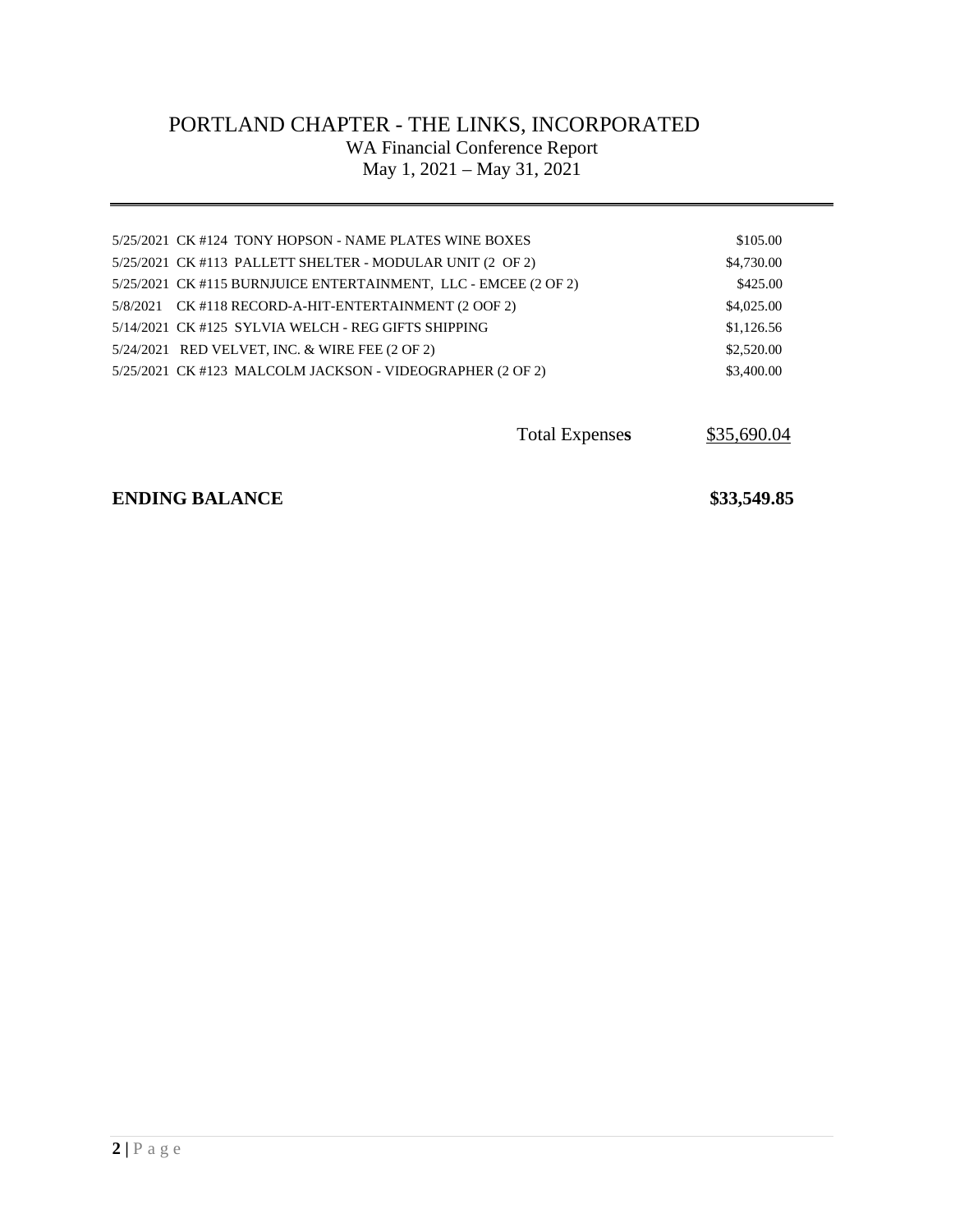# PORTLAND CHAPTER - THE LINKS, INCORPORATED

WA Financial Conference Report

May 1, 2021 – May 31, 2021

---

| | |
|---|---|
| 5/25/2021 CK #124 TONY HOPSON - NAME PLATES WINE BOXES | $105.00 |
| 5/25/2021 CK #113 PALLETT SHELTER - MODULAR UNIT (2 OF 2) | $4,730.00 |
| 5/25/2021 CK #115 BURNJUICE ENTERTAINMENT, LLC - EMCEE (2 OF 2) | $425.00 |
| 5/8/2021 CK #118 RECORD-A-HIT-ENTERTAINMENT (2 OOF 2) | $4,025.00 |
| 5/14/2021 CK #125 SYLVIA WELCH - REG GIFTS SHIPPING | $1,126.56 |
| 5/24/2021 RED VELVET, INC. & WIRE FEE (2 OF 2) | $2,520.00 |
| 5/25/2021 CK #123 MALCOLM JACKSON - VIDEOGRAPHER (2 OF 2) | $3,400.00 |

Total Expenses $35,690.04

**ENDING BALANCE** **$33,549.85**